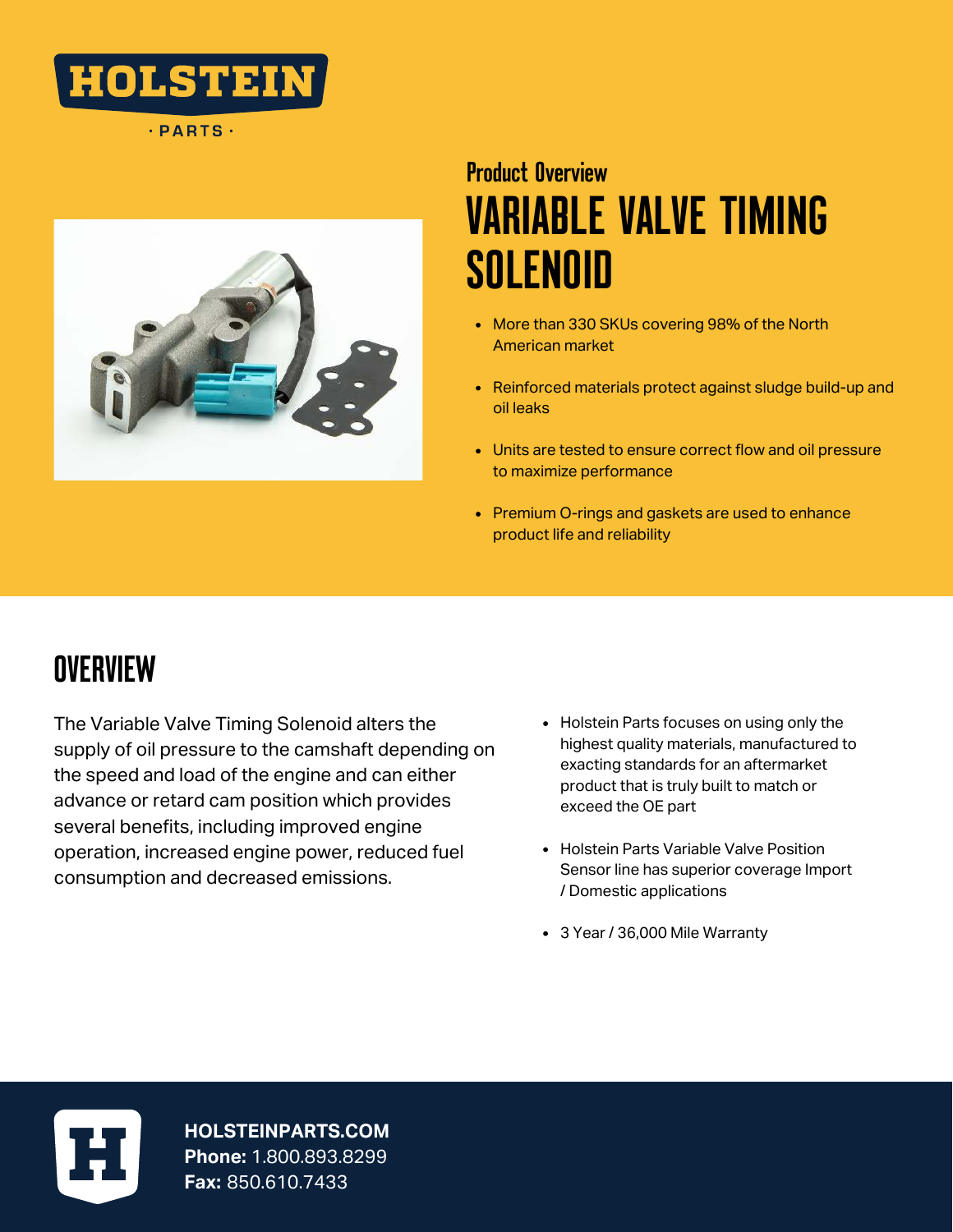HOLSTEIN

· PARTS ·

## Product Overview

# VARIABLE VALVE TIMING SOLENOID

- More than 330 SKUs covering 98% of the North American market
- Reinforced materials protect against sludge build-up and oil leaks
- Units are tested to ensure correct flow and oil pressure to maximize performance
- Premium O-rings and gaskets are used to enhance product life and reliability

## OVERVIEW

The Variable Valve Timing Solenoid alters the supply of oil pressure to the camshaft depending on the speed and load of the engine and can either advance or retard cam position which provides several benefits, including improved engine operation, increased engine power, reduced fuel consumption and decreased emissions.

- Holstein Parts focuses on using only the highest quality materials, manufactured to exacting standards for an aftermarket product that is truly built to match or exceed the OE part
- Holstein Parts Variable Valve Position Sensor line has superior coverage Import / Domestic applications
- 3 Year / 36,000 Mile Warranty

**HOLSTEINPARTS.COM**
**Phone:** 1.800.893.8299
**Fax:** 850.610.7433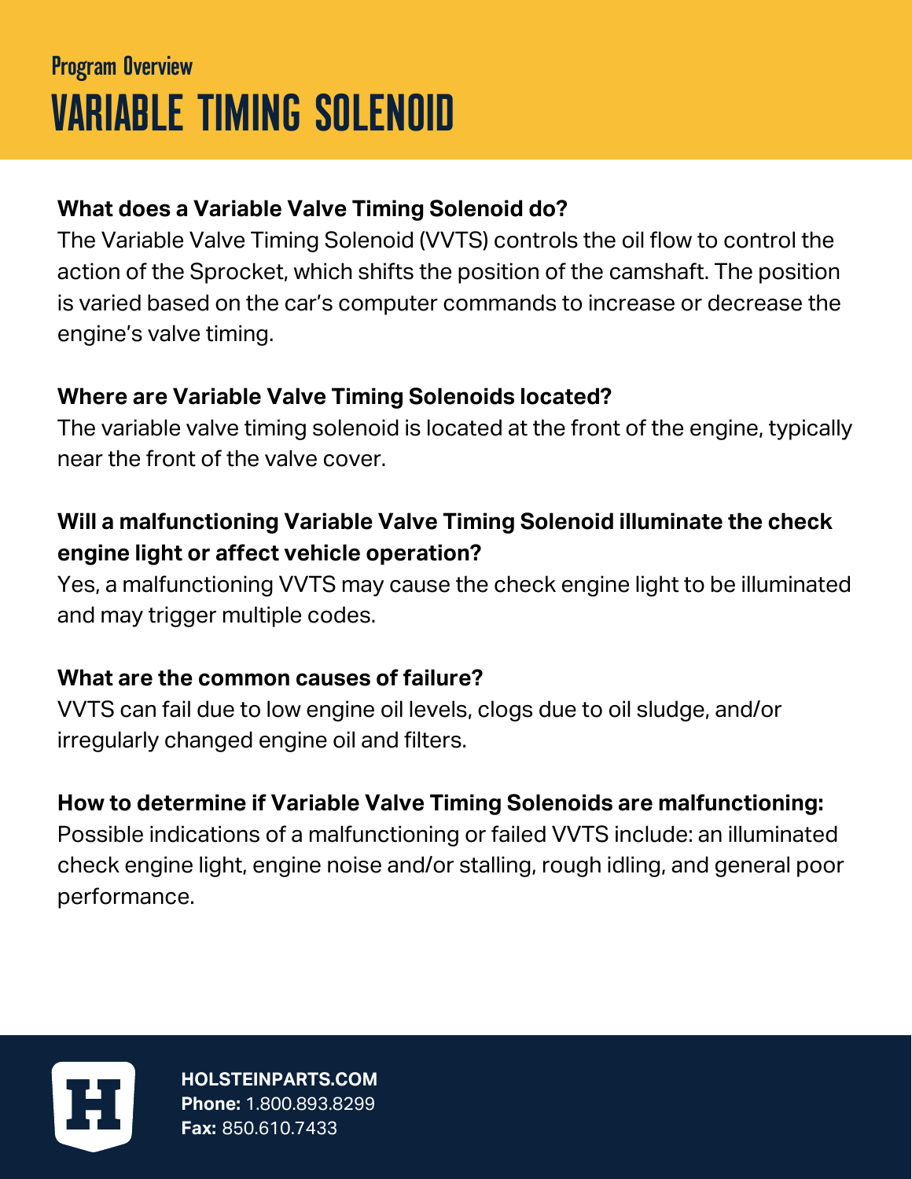Program Overview

# VARIABLE TIMING SOLENOID

**What does a Variable Valve Timing Solenoid do?**

The Variable Valve Timing Solenoid (VVTS) controls the oil flow to control the action of the Sprocket, which shifts the position of the camshaft. The position is varied based on the car's computer commands to increase or decrease the engine's valve timing.

**Where are Variable Valve Timing Solenoids located?**

The variable valve timing solenoid is located at the front of the engine, typically near the front of the valve cover.

**Will a malfunctioning Variable Valve Timing Solenoid illuminate the check engine light or affect vehicle operation?**

Yes, a malfunctioning VVTS may cause the check engine light to be illuminated and may trigger multiple codes.

**What are the common causes of failure?**

VVTS can fail due to low engine oil levels, clogs due to oil sludge, and/or irregularly changed engine oil and filters.

**How to determine if Variable Valve Timing Solenoids are malfunctioning:**

Possible indications of a malfunctioning or failed VVTS include: an illuminated check engine light, engine noise and/or stalling, rough idling, and general poor performance.

**HOLSTEINPARTS.COM**
**Phone:** 1.800.893.8299
**Fax:** 850.610.7433